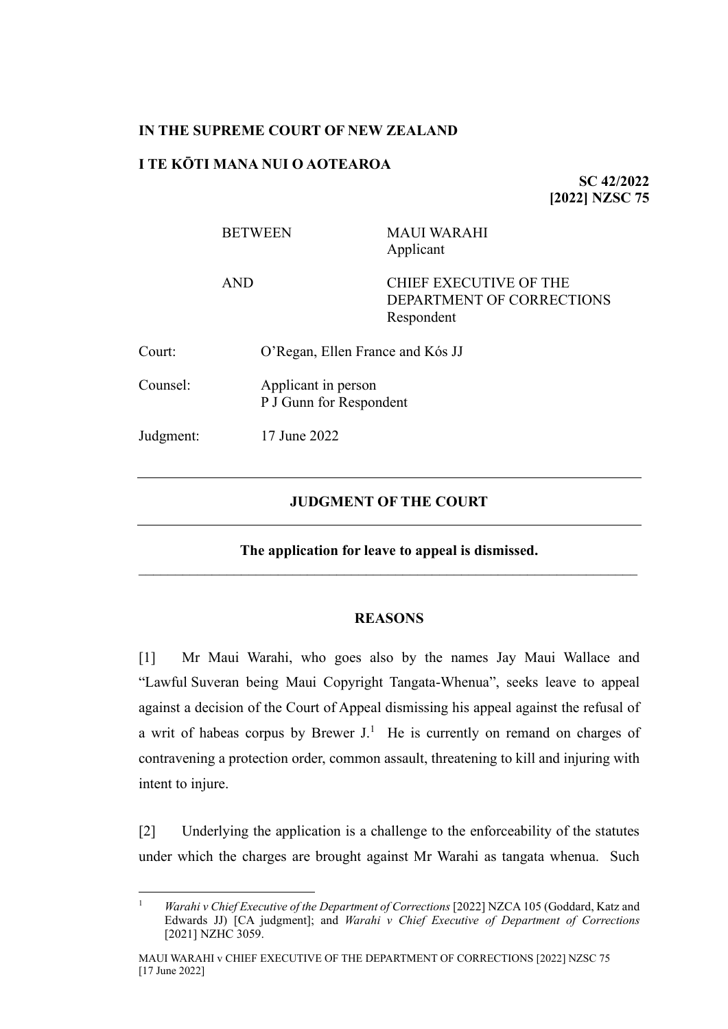**IN THE SUPREME COURT OF NEW ZEALAND**

**I TE KŌTI MANA NUI O AOTEAROA**

**SC 42/2022**
**[2022] NZSC 75**

| | |
|---|---|
| BETWEEN | MAUI WARAHI<br>Applicant |
| AND | CHIEF EXECUTIVE OF THE DEPARTMENT OF CORRECTIONS<br>Respondent |

| | |
|---|---|
| Court: | O'Regan, Ellen France and Kós JJ |
| Counsel: | Applicant in person<br>P J Gunn for Respondent |
| Judgment: | 17 June 2022 |

---

## JUDGMENT OF THE COURT

---

**The application for leave to appeal is dismissed.**

---

## REASONS

[1] Mr Maui Warahi, who goes also by the names Jay Maui Wallace and "Lawful Suveran being Maui Copyright Tangata-Whenua", seeks leave to appeal against a decision of the Court of Appeal dismissing his appeal against the refusal of a writ of habeas corpus by Brewer J.[1] He is currently on remand on charges of contravening a protection order, common assault, threatening to kill and injuring with intent to injure.

[2] Underlying the application is a challenge to the enforceability of the statutes under which the charges are brought against Mr Warahi as tangata whenua. Such

---

[1] *Warahi v Chief Executive of the Department of Corrections* [2022] NZCA 105 (Goddard, Katz and Edwards JJ) [CA judgment]; and *Warahi v Chief Executive of Department of Corrections* [2021] NZHC 3059.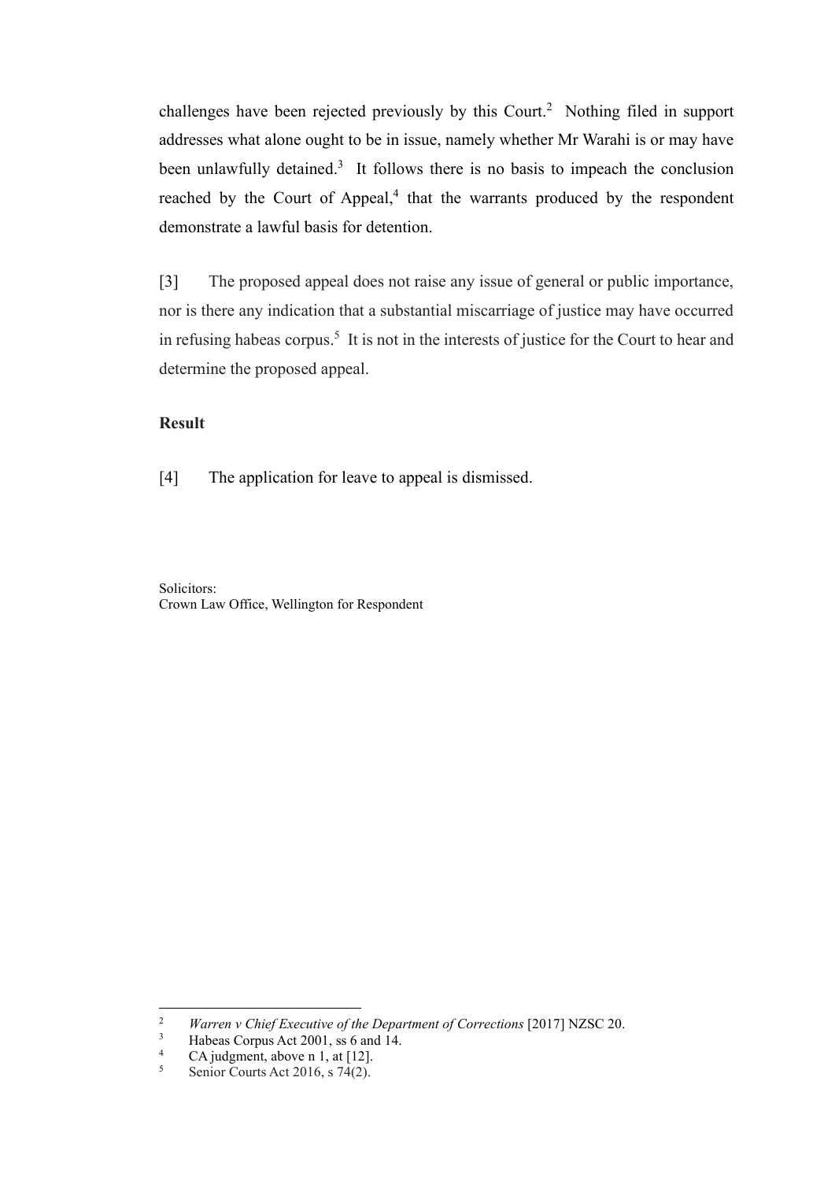challenges have been rejected previously by this Court.[2] Nothing filed in support addresses what alone ought to be in issue, namely whether Mr Warahi is or may have been unlawfully detained.[3] It follows there is no basis to impeach the conclusion reached by the Court of Appeal,[4] that the warrants produced by the respondent demonstrate a lawful basis for detention.

[3] The proposed appeal does not raise any issue of general or public importance, nor is there any indication that a substantial miscarriage of justice may have occurred in refusing habeas corpus.[5] It is not in the interests of justice for the Court to hear and determine the proposed appeal.

**Result**

[4] The application for leave to appeal is dismissed.

Solicitors:
Crown Law Office, Wellington for Respondent

---

[2] *Warren v Chief Executive of the Department of Corrections* [2017] NZSC 20.

[3] Habeas Corpus Act 2001, ss 6 and 14.

[4] CA judgment, above n 1, at [12].

[5] Senior Courts Act 2016, s 74(2).